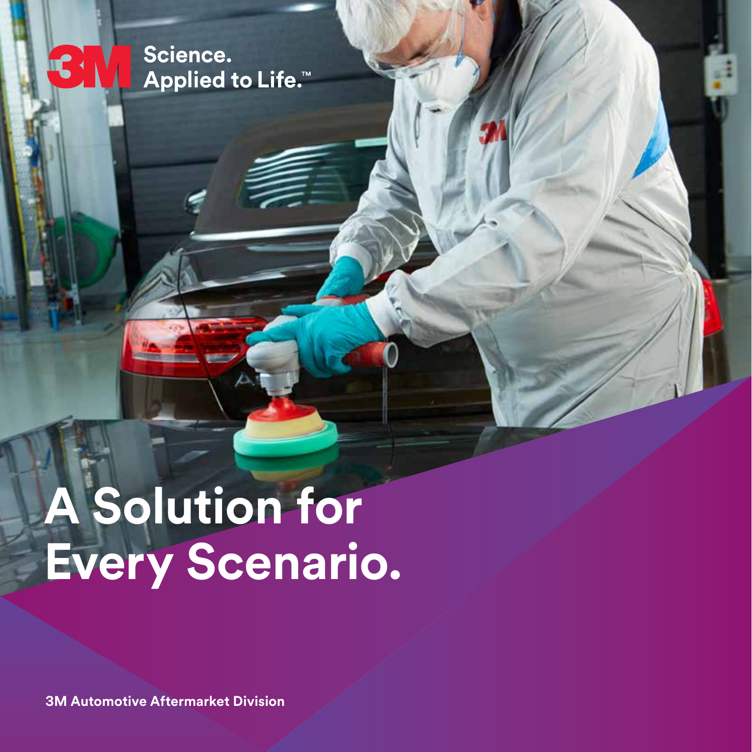3M Science. Applied to Life.™

# A Solution for Every Scenario.

**3M Automotive Aftermarket Division**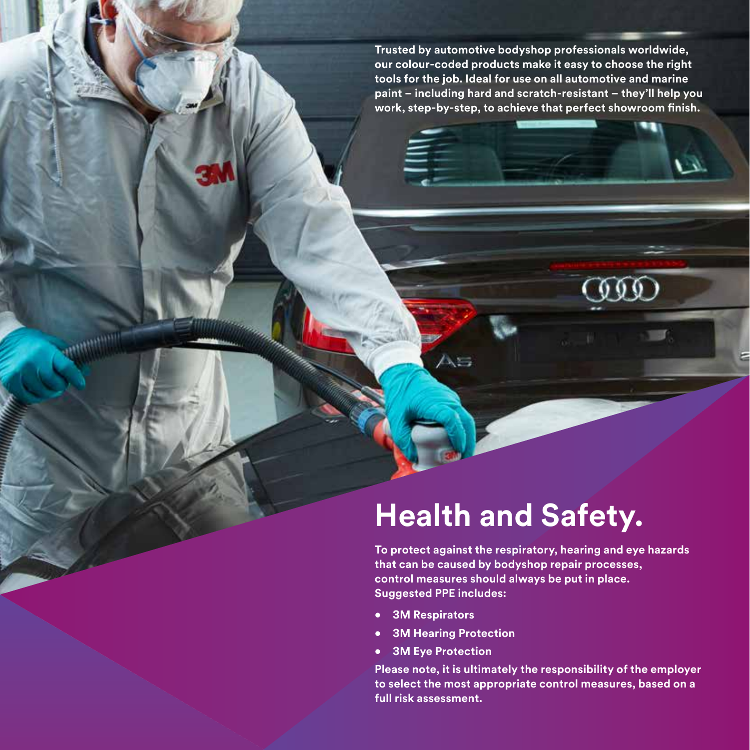Trusted by automotive bodyshop professionals worldwide, our colour-coded products make it easy to choose the right tools for the job. Ideal for use on all automotive and marine paint – including hard and scratch-resistant – they'll help you work, step-by-step, to achieve that perfect showroom finish.

# Health and Safety.

**To protect against the respiratory, hearing and eye hazards that can be caused by bodyshop repair processes, control measures should always be put in place. Suggested PPE includes:**

- **3M Respirators**
- **3M Hearing Protection**
- **3M Eye Protection**

**Please note, it is ultimately the responsibility of the employer to select the most appropriate control measures, based on a full risk assessment.**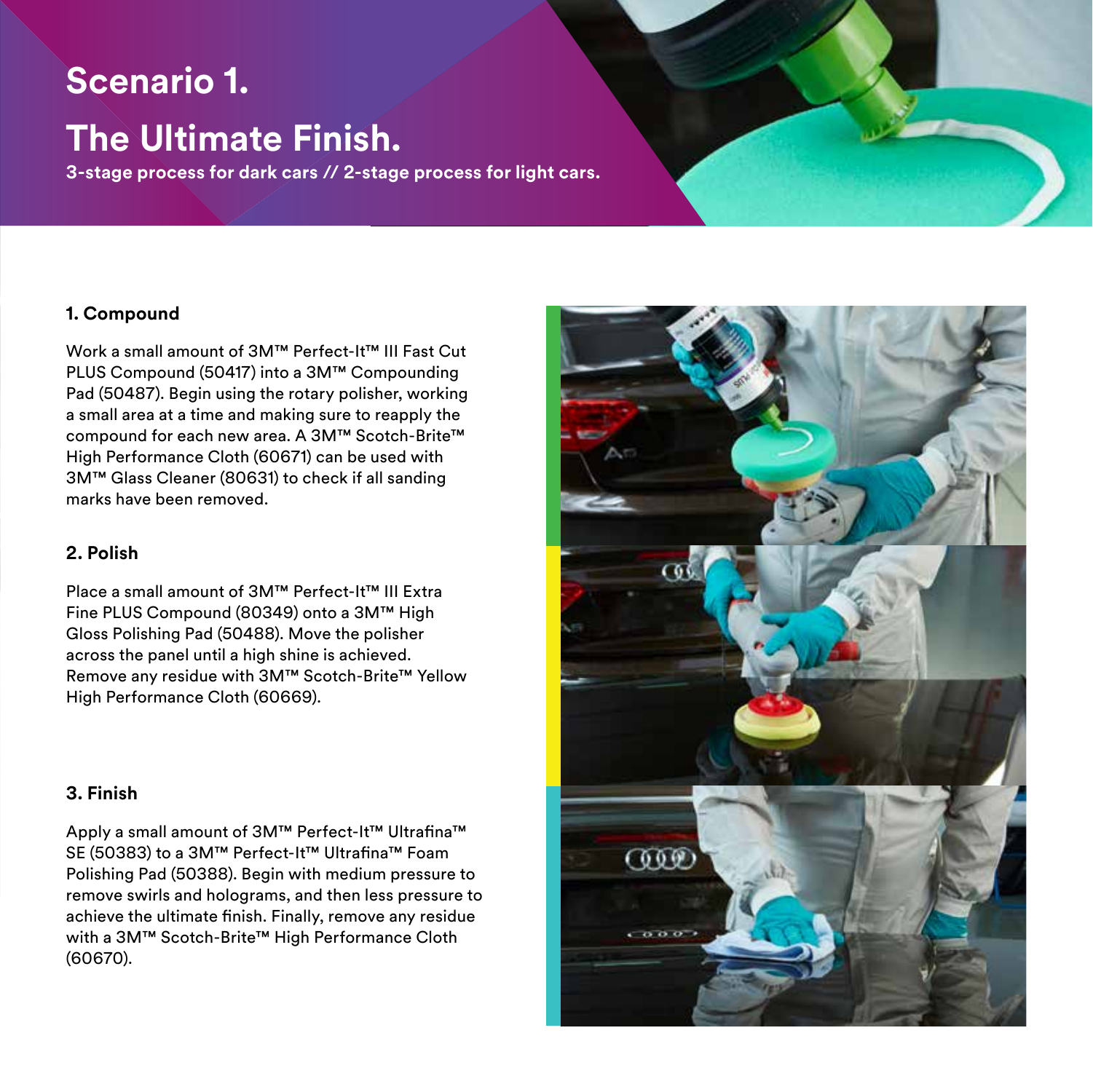# Scenario 1.

# The Ultimate Finish.

**3-stage process for dark cars // 2-stage process for light cars.**

### 1. Compound

Work a small amount of 3M™ Perfect-It™ III Fast Cut PLUS Compound (50417) into a 3M™ Compounding Pad (50487). Begin using the rotary polisher, working a small area at a time and making sure to reapply the compound for each new area. A 3M™ Scotch-Brite™ High Performance Cloth (60671) can be used with 3M™ Glass Cleaner (80631) to check if all sanding marks have been removed.

### 2. Polish

Place a small amount of 3M™ Perfect-It™ III Extra Fine PLUS Compound (80349) onto a 3M™ High Gloss Polishing Pad (50488). Move the polisher across the panel until a high shine is achieved. Remove any residue with 3M™ Scotch-Brite™ Yellow High Performance Cloth (60669).

### 3. Finish

Apply a small amount of 3M™ Perfect-It™ Ultrafina™ SE (50383) to a 3M™ Perfect-It™ Ultrafina™ Foam Polishing Pad (50388). Begin with medium pressure to remove swirls and holograms, and then less pressure to achieve the ultimate finish. Finally, remove any residue with a 3M™ Scotch-Brite™ High Performance Cloth (60670).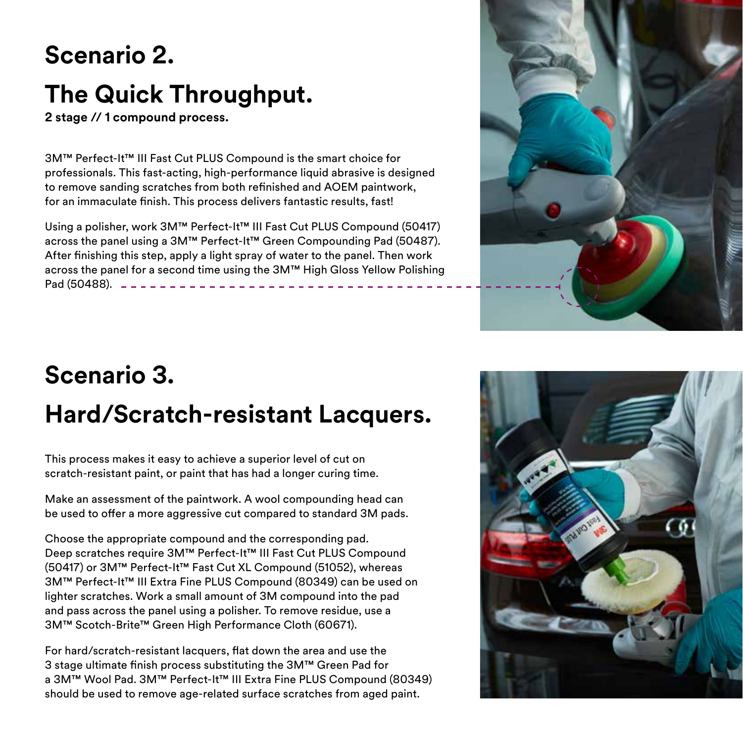# Scenario 2.

# The Quick Throughput.

**2 stage // 1 compound process.**

3M™ Perfect-It™ III Fast Cut PLUS Compound is the smart choice for professionals. This fast-acting, high-performance liquid abrasive is designed to remove sanding scratches from both refinished and AOEM paintwork, for an immaculate finish. This process delivers fantastic results, fast!

Using a polisher, work 3M™ Perfect-It™ III Fast Cut PLUS Compound (50417) across the panel using a 3M™ Perfect-It™ Green Compounding Pad (50487). After finishing this step, apply a light spray of water to the panel. Then work across the panel for a second time using the 3M™ High Gloss Yellow Polishing Pad (50488).

# Scenario 3.

# Hard/Scratch-resistant Lacquers.

This process makes it easy to achieve a superior level of cut on scratch-resistant paint, or paint that has had a longer curing time.

Make an assessment of the paintwork. A wool compounding head can be used to offer a more aggressive cut compared to standard 3M pads.

Choose the appropriate compound and the corresponding pad. Deep scratches require 3M™ Perfect-It™ III Fast Cut PLUS Compound (50417) or 3M™ Perfect-It™ Fast Cut XL Compound (51052), whereas 3M™ Perfect-It™ III Extra Fine PLUS Compound (80349) can be used on lighter scratches. Work a small amount of 3M compound into the pad and pass across the panel using a polisher. To remove residue, use a 3M™ Scotch-Brite™ Green High Performance Cloth (60671).

For hard/scratch-resistant lacquers, flat down the area and use the 3 stage ultimate finish process substituting the 3M™ Green Pad for a 3M™ Wool Pad. 3M™ Perfect-It™ III Extra Fine PLUS Compound (80349) should be used to remove age-related surface scratches from aged paint.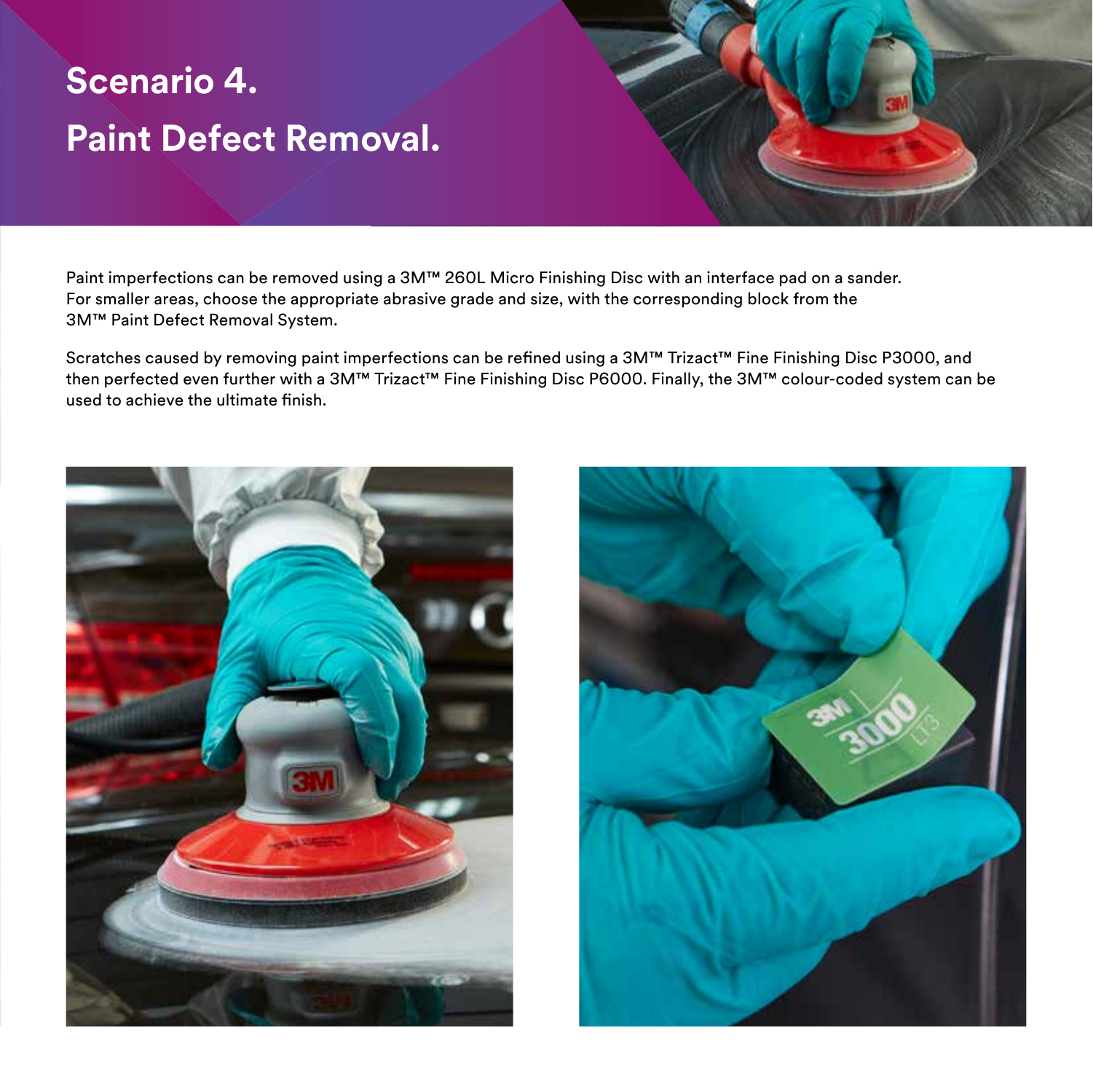# Scenario 4. Paint Defect Removal.

Paint imperfections can be removed using a 3M™ 260L Micro Finishing Disc with an interface pad on a sander. For smaller areas, choose the appropriate abrasive grade and size, with the corresponding block from the 3M™ Paint Defect Removal System.

Scratches caused by removing paint imperfections can be refined using a 3M™ Trizact™ Fine Finishing Disc P3000, and then perfected even further with a 3M™ Trizact™ Fine Finishing Disc P6000. Finally, the 3M™ colour-coded system can be used to achieve the ultimate finish.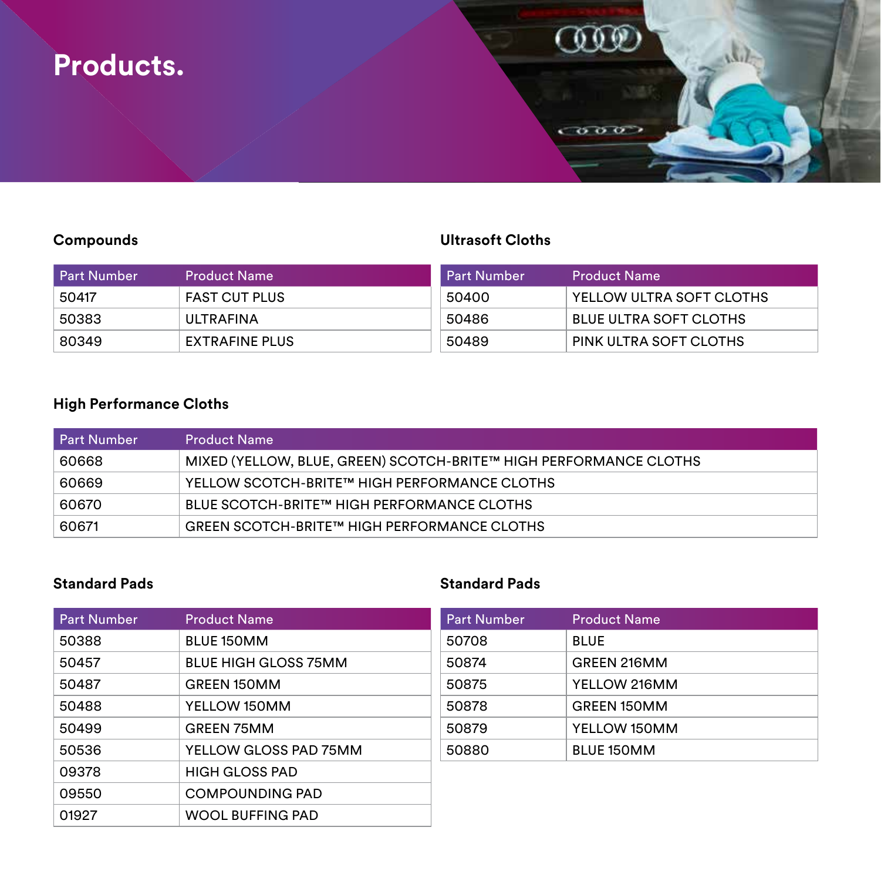# Products.

## Compounds

| Part Number | Product Name |
|---|---|
| 50417 | FAST CUT PLUS |
| 50383 | ULTRAFINA |
| 80349 | EXTRAFINE PLUS |

## Ultrasoft Cloths

| Part Number | Product Name |
|---|---|
| 50400 | YELLOW ULTRA SOFT CLOTHS |
| 50486 | BLUE ULTRA SOFT CLOTHS |
| 50489 | PINK ULTRA SOFT CLOTHS |

## High Performance Cloths

| Part Number | Product Name |
|---|---|
| 60668 | MIXED (YELLOW, BLUE, GREEN) SCOTCH-BRITE™ HIGH PERFORMANCE CLOTHS |
| 60669 | YELLOW SCOTCH-BRITE™ HIGH PERFORMANCE CLOTHS |
| 60670 | BLUE SCOTCH-BRITE™ HIGH PERFORMANCE CLOTHS |
| 60671 | GREEN SCOTCH-BRITE™ HIGH PERFORMANCE CLOTHS |

## Standard Pads

| Part Number | Product Name |
|---|---|
| 50388 | BLUE 150MM |
| 50457 | BLUE HIGH GLOSS 75MM |
| 50487 | GREEN 150MM |
| 50488 | YELLOW 150MM |
| 50499 | GREEN 75MM |
| 50536 | YELLOW GLOSS PAD 75MM |
| 09378 | HIGH GLOSS PAD |
| 09550 | COMPOUNDING PAD |
| 01927 | WOOL BUFFING PAD |

## Standard Pads

| Part Number | Product Name |
|---|---|
| 50708 | BLUE |
| 50874 | GREEN 216MM |
| 50875 | YELLOW 216MM |
| 50878 | GREEN 150MM |
| 50879 | YELLOW 150MM |
| 50880 | BLUE 150MM |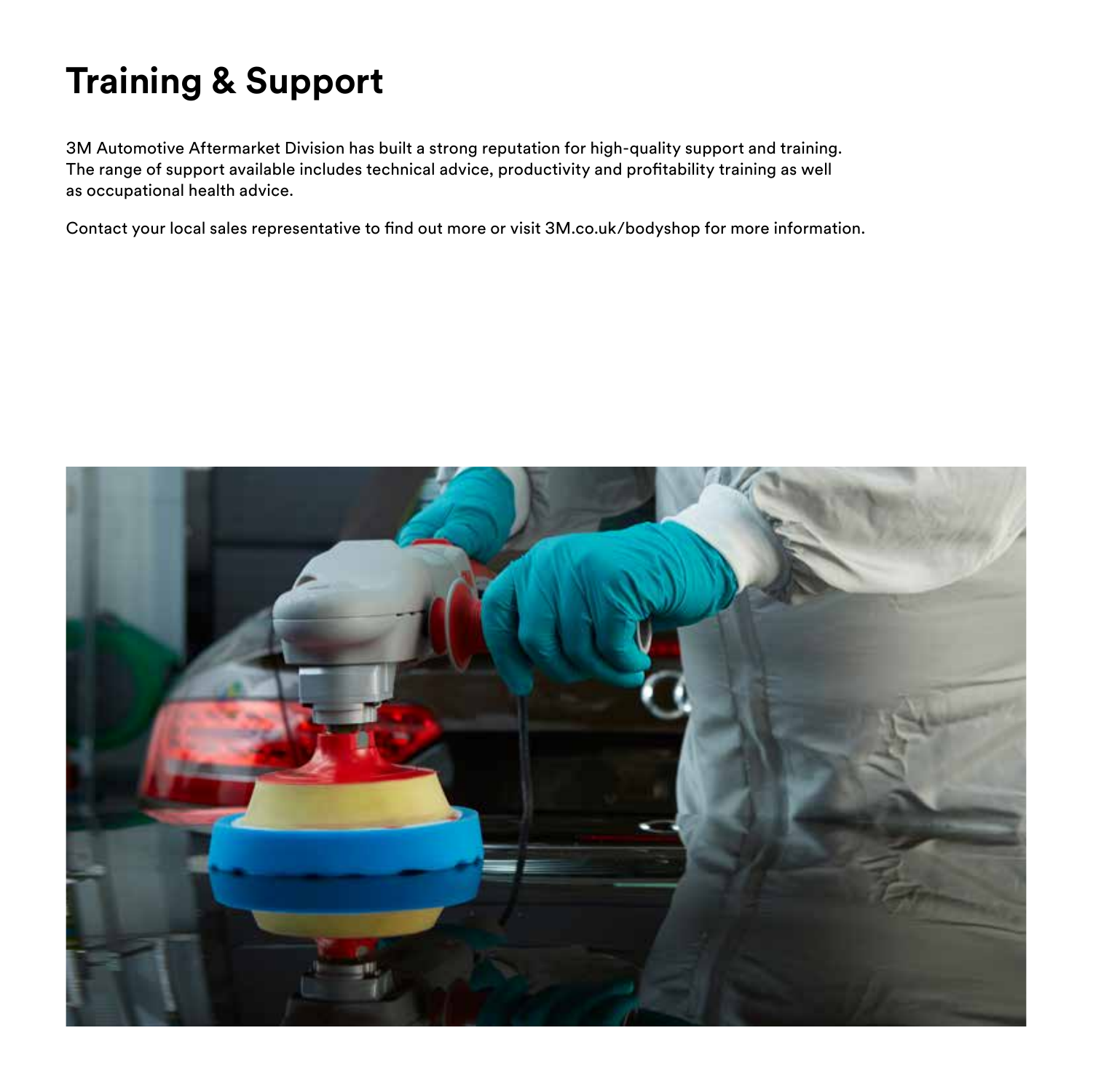# Training & Support

3M Automotive Aftermarket Division has built a strong reputation for high-quality support and training. The range of support available includes technical advice, productivity and profitability training as well as occupational health advice.

Contact your local sales representative to find out more or visit 3M.co.uk/bodyshop for more information.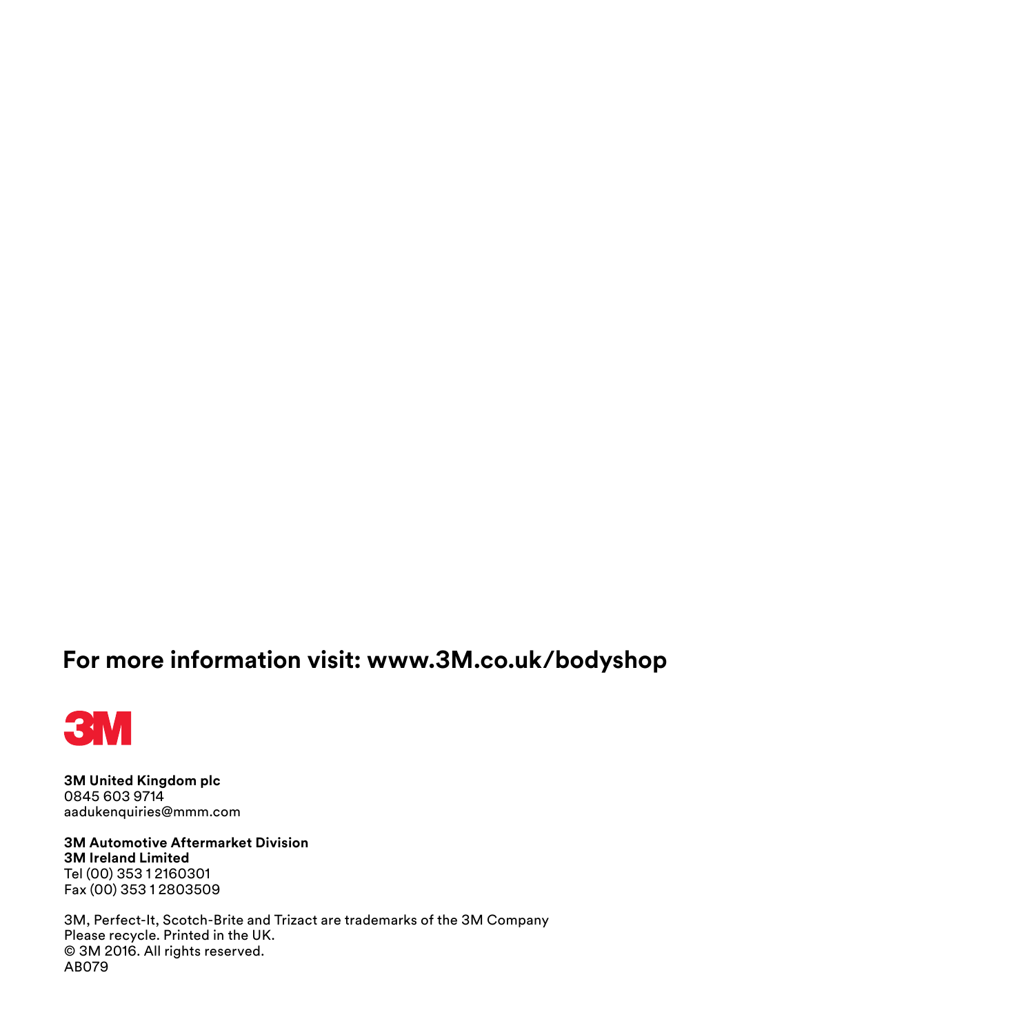**For more information visit: www.3M.co.uk/bodyshop**

3M

**3M United Kingdom plc**
0845 603 9714
aadukenquiries@mmm.com

**3M Automotive Aftermarket Division**
**3M Ireland Limited**
Tel (00) 353 1 2160301
Fax (00) 353 1 2803509

3M, Perfect-It, Scotch-Brite and Trizact are trademarks of the 3M Company
Please recycle. Printed in the UK.
© 3M 2016. All rights reserved.
AB079